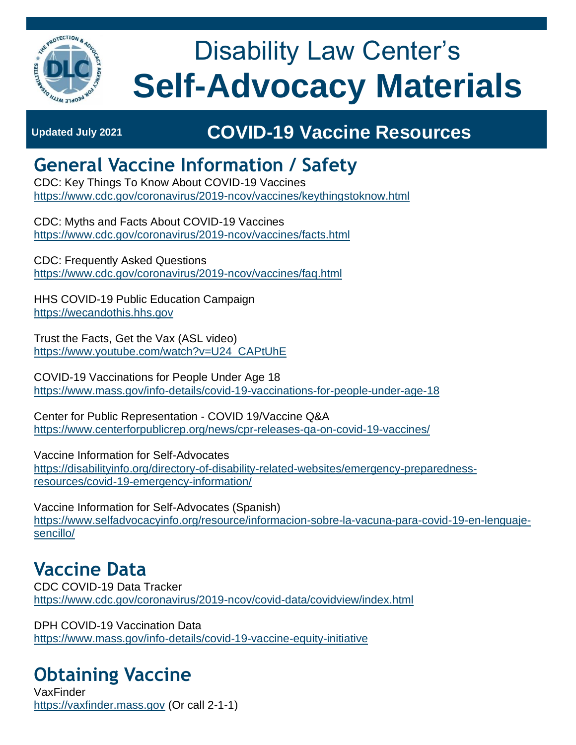# Disability Law Center's
# Self-Advocacy Materials

Updated July 2021

## COVID-19 Vaccine Resources

## General Vaccine Information / Safety

CDC: Key Things To Know About COVID-19 Vaccines
https://www.cdc.gov/coronavirus/2019-ncov/vaccines/keythingstoknow.html

CDC: Myths and Facts About COVID-19 Vaccines
https://www.cdc.gov/coronavirus/2019-ncov/vaccines/facts.html

CDC: Frequently Asked Questions
https://www.cdc.gov/coronavirus/2019-ncov/vaccines/faq.html

HHS COVID-19 Public Education Campaign
https://wecandothis.hhs.gov

Trust the Facts, Get the Vax (ASL video)
https://www.youtube.com/watch?v=U24_CAPtUhE

COVID-19 Vaccinations for People Under Age 18
https://www.mass.gov/info-details/covid-19-vaccinations-for-people-under-age-18

Center for Public Representation - COVID 19/Vaccine Q&A
https://www.centerforpublicrep.org/news/cpr-releases-qa-on-covid-19-vaccines/

Vaccine Information for Self-Advocates
https://disabilityinfo.org/directory-of-disability-related-websites/emergency-preparedness-resources/covid-19-emergency-information/

Vaccine Information for Self-Advocates (Spanish)
https://www.selfadvocacyinfo.org/resource/informacion-sobre-la-vacuna-para-covid-19-en-lenguaje-sencillo/

## Vaccine Data

CDC COVID-19 Data Tracker
https://www.cdc.gov/coronavirus/2019-ncov/covid-data/covidview/index.html

DPH COVID-19 Vaccination Data
https://www.mass.gov/info-details/covid-19-vaccine-equity-initiative

## Obtaining Vaccine

VaxFinder
https://vaxfinder.mass.gov (Or call 2-1-1)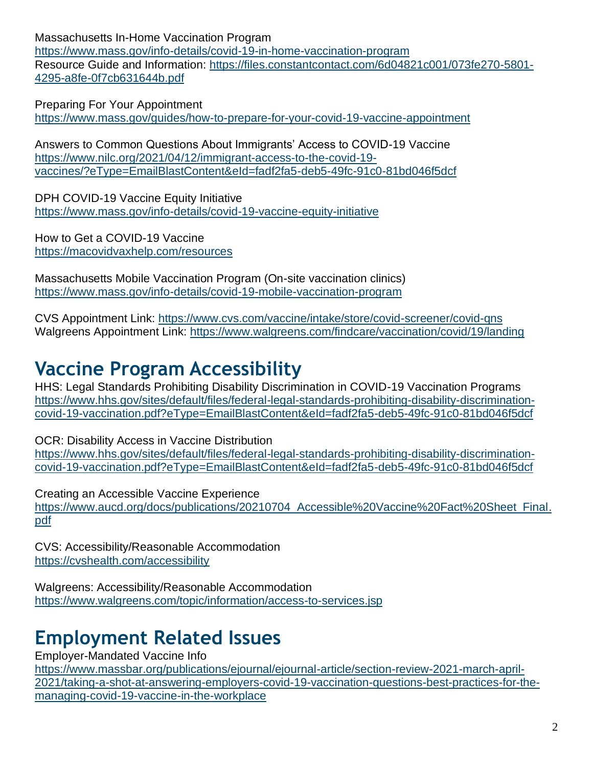Massachusetts In-Home Vaccination Program
https://www.mass.gov/info-details/covid-19-in-home-vaccination-program
Resource Guide and Information: https://files.constantcontact.com/6d04821c001/073fe270-5801-4295-a8fe-0f7cb631644b.pdf

Preparing For Your Appointment
https://www.mass.gov/guides/how-to-prepare-for-your-covid-19-vaccine-appointment

Answers to Common Questions About Immigrants' Access to COVID-19 Vaccine
https://www.nilc.org/2021/04/12/immigrant-access-to-the-covid-19-vaccines/?eType=EmailBlastContent&eId=fadf2fa5-deb5-49fc-91c0-81bd046f5dcf

DPH COVID-19 Vaccine Equity Initiative
https://www.mass.gov/info-details/covid-19-vaccine-equity-initiative

How to Get a COVID-19 Vaccine
https://macovidvaxhelp.com/resources

Massachusetts Mobile Vaccination Program (On-site vaccination clinics)
https://www.mass.gov/info-details/covid-19-mobile-vaccination-program

CVS Appointment Link: https://www.cvs.com/vaccine/intake/store/covid-screener/covid-qns
Walgreens Appointment Link: https://www.walgreens.com/findcare/vaccination/covid/19/landing

# Vaccine Program Accessibility

HHS: Legal Standards Prohibiting Disability Discrimination in COVID-19 Vaccination Programs
https://www.hhs.gov/sites/default/files/federal-legal-standards-prohibiting-disability-discrimination-covid-19-vaccination.pdf?eType=EmailBlastContent&eId=fadf2fa5-deb5-49fc-91c0-81bd046f5dcf

OCR: Disability Access in Vaccine Distribution
https://www.hhs.gov/sites/default/files/federal-legal-standards-prohibiting-disability-discrimination-covid-19-vaccination.pdf?eType=EmailBlastContent&eId=fadf2fa5-deb5-49fc-91c0-81bd046f5dcf

Creating an Accessible Vaccine Experience
https://www.aucd.org/docs/publications/20210704_Accessible%20Vaccine%20Fact%20Sheet_Final.pdf

CVS: Accessibility/Reasonable Accommodation
https://cvshealth.com/accessibility

Walgreens: Accessibility/Reasonable Accommodation
https://www.walgreens.com/topic/information/access-to-services.jsp

# Employment Related Issues

Employer-Mandated Vaccine Info
https://www.massbar.org/publications/ejournal/ejournal-article/section-review-2021-march-april-2021/taking-a-shot-at-answering-employers-covid-19-vaccination-questions-best-practices-for-the-managing-covid-19-vaccine-in-the-workplace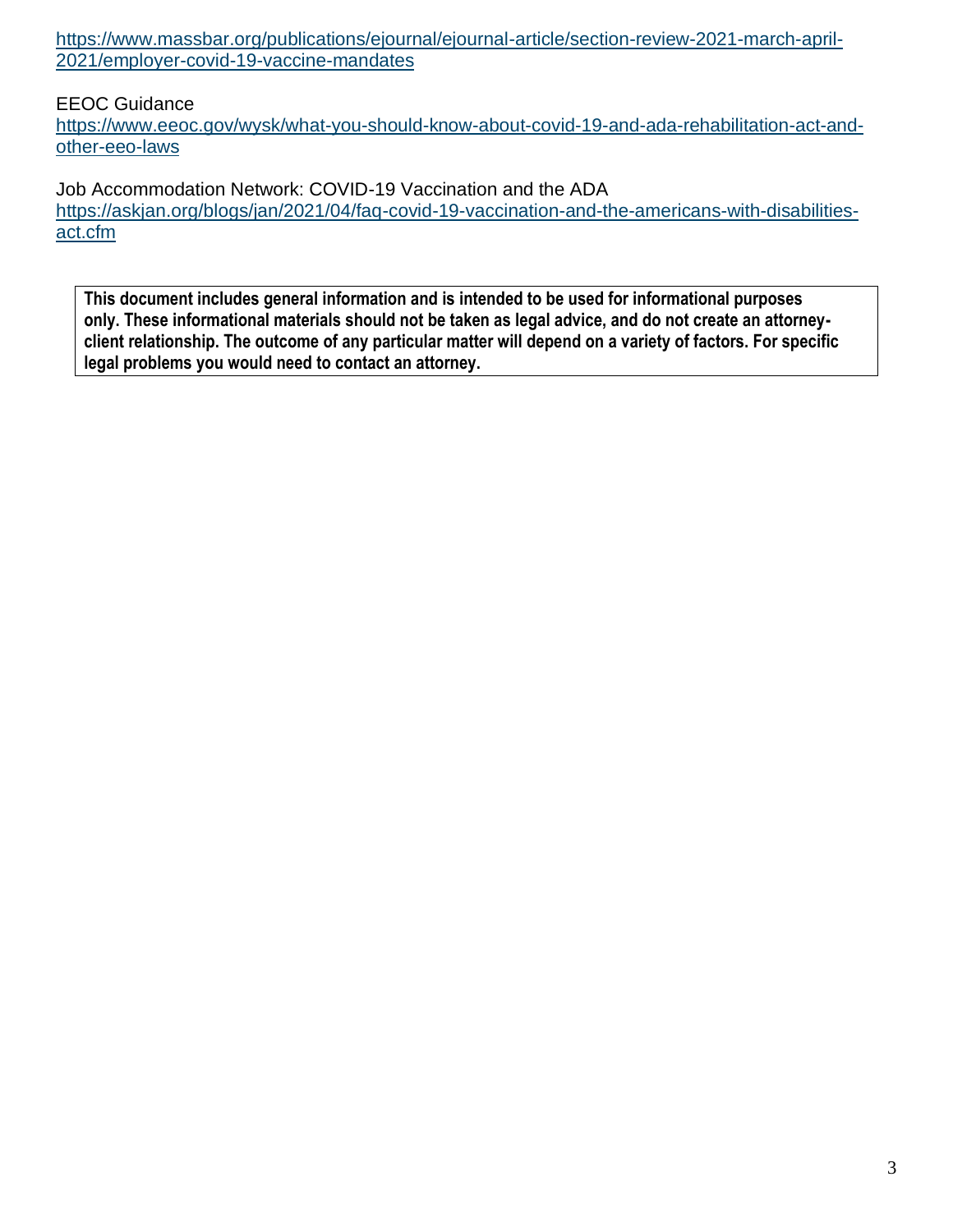https://www.massbar.org/publications/ejournal/ejournal-article/section-review-2021-march-april-2021/employer-covid-19-vaccine-mandates

EEOC Guidance
https://www.eeoc.gov/wysk/what-you-should-know-about-covid-19-and-ada-rehabilitation-act-and-other-eeo-laws

Job Accommodation Network: COVID-19 Vaccination and the ADA
https://askjan.org/blogs/jan/2021/04/faq-covid-19-vaccination-and-the-americans-with-disabilities-act.cfm

**This document includes general information and is intended to be used for informational purposes only. These informational materials should not be taken as legal advice, and do not create an attorney-client relationship. The outcome of any particular matter will depend on a variety of factors. For specific legal problems you would need to contact an attorney.**